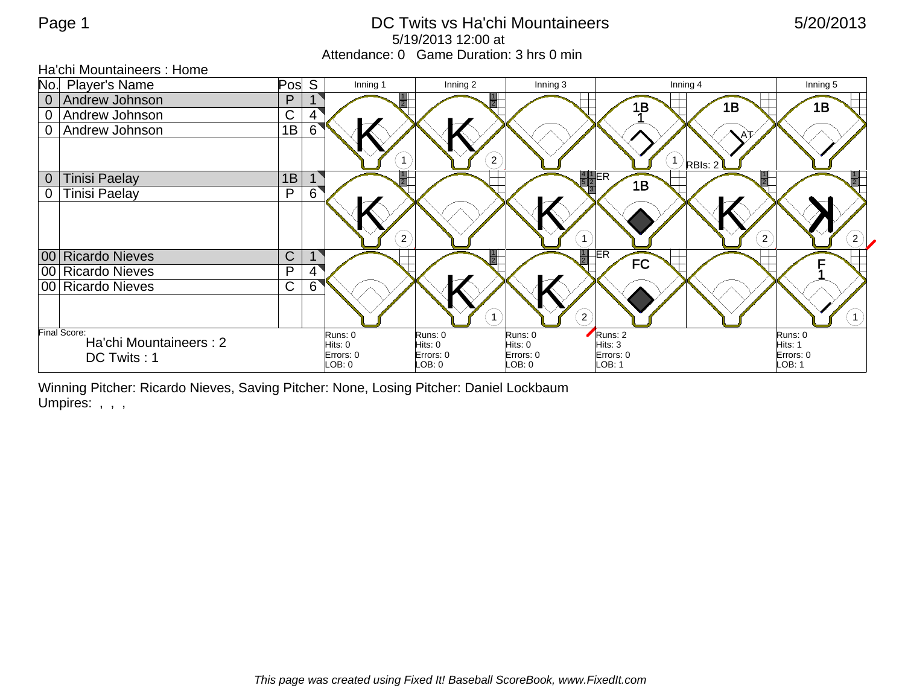# DC Twits vs Ha'chi Mountaineers

5/19/2013 12:00 at

Attendance: 0   Game Duration: 3 hrs 0 min

5/20/2013

## Ha'chi Mountaineers : Home

| No. | Player's Name | Pos | S | Inning 1 | Inning 2 | Inning 3 | Inning 4 | | Inning 5 |
|---|---|---|---|---|---|---|---|---|---|
| 0 | Andrew Johnson | P | 1 | K (1) | K (2) | | 1B 1 (1) | 1B AT RBIs: 2 | 1B |
| 0 | Andrew Johnson | C | 4 | | | | | | |
| 0 | Andrew Johnson | 1B | 6 | | | | | | |
| 0 | Tinisi Paelay | 1B | 1 | K (2) | | K (1) | ER 1B | K (2) | K (2) |
| 0 | Tinisi Paelay | P | 6 | | | | | | |
| 00 | Ricardo Nieves | C | 1 | | K (1) | K (2) | ER FC | | F 1 (1) |
| 00 | Ricardo Nieves | P | 4 | | | | | | |
| 00 | Ricardo Nieves | C | 6 | | | | | | |
| Final Score: Ha'chi Mountaineers : 2, DC Twits : 1 | | | | Runs: 0 Hits: 0 Errors: 0 LOB: 0 | Runs: 0 Hits: 0 Errors: 0 LOB: 0 | Runs: 0 Hits: 0 Errors: 0 LOB: 0 | Runs: 2 Hits: 3 Errors: 0 LOB: 1 | | Runs: 0 Hits: 1 Errors: 0 LOB: 1 |

Winning Pitcher: Ricardo Nieves, Saving Pitcher: None, Losing Pitcher: Daniel Lockbaum

Umpires: , , ,

*This page was created using Fixed It! Baseball ScoreBook, www.FixedIt.com*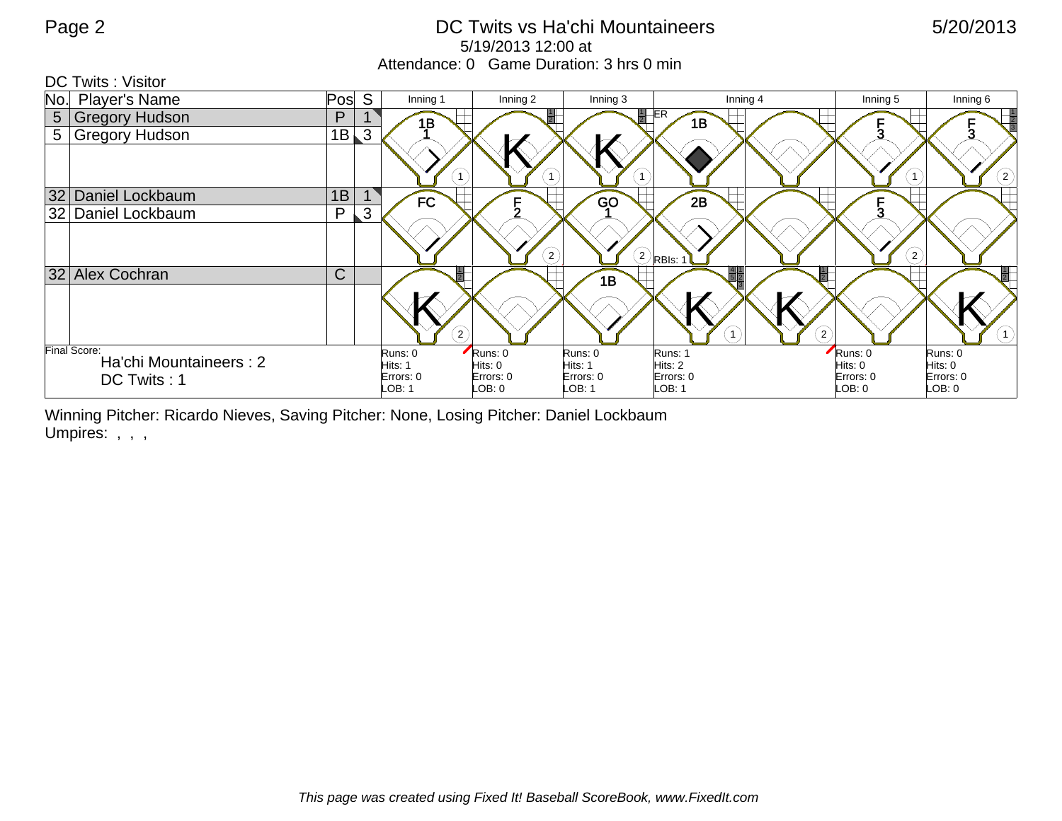DC Twits vs Ha'chi Mountaineers

5/19/2013 12:00 at

Attendance: 0 Game Duration: 3 hrs 0 min

DC Twits : Visitor

| No. | Player's Name | Pos | S | Inning 1 | Inning 2 | Inning 3 | Inning 4 | | Inning 5 | Inning 6 |
|---|---|---|---|---|---|---|---|---|---|---|
| 5 | Gregory Hudson | P | 1 | 1B 1 | K | K | ER 1B | | F 3 | F 3 |
| 5 | Gregory Hudson | 1B | 3 | | | | | | | |
| 32 | Daniel Lockbaum | 1B | 1 | FC | F 2 | GO 1 | 2B RBIs: 1 | | F 3 | |
| 32 | Daniel Lockbaum | P | 3 | | | | | | | |
| 32 | Alex Cochran | C | | K | | 1B | K | K | | K |
| Final Score: Ha'chi Mountaineers : 2 DC Twits : 1 | | | | Runs: 0 Hits: 1 Errors: 0 LOB: 1 | Runs: 0 Hits: 0 Errors: 0 LOB: 0 | Runs: 0 Hits: 1 Errors: 0 LOB: 1 | Runs: 1 Hits: 2 Errors: 0 LOB: 1 | | Runs: 0 Hits: 0 Errors: 0 LOB: 0 | Runs: 0 Hits: 0 Errors: 0 LOB: 0 |

Winning Pitcher: Ricardo Nieves, Saving Pitcher: None, Losing Pitcher: Daniel Lockbaum

Umpires: , , ,

*This page was created using Fixed It! Baseball ScoreBook, www.FixedIt.com*